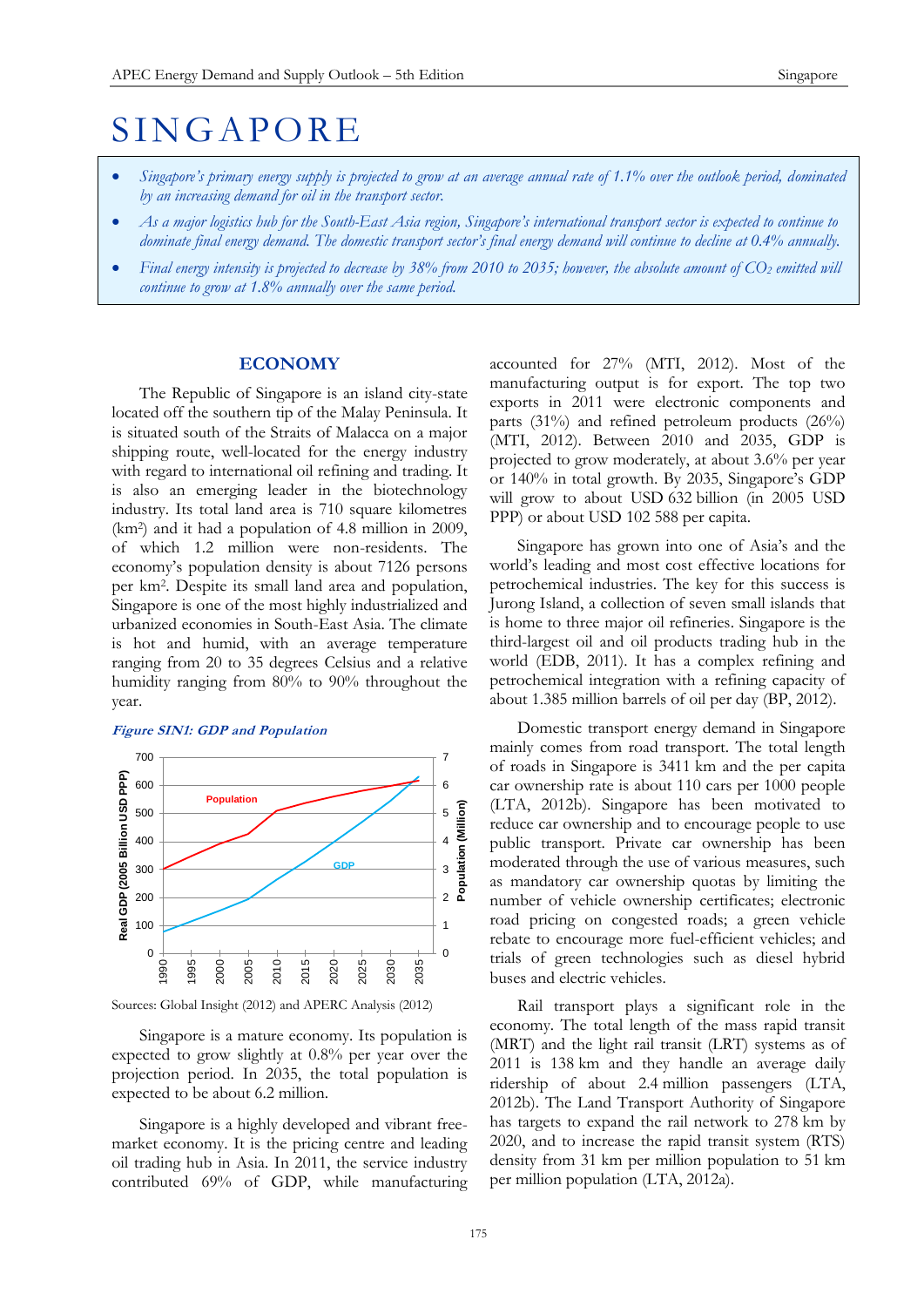# SINGAPORE

- *Singapore's primary energy supply is projected to grow at an average annual rate of 1.1% over the outlook period, dominated by an increasing demand for oil in the transport sector.*
- *As a major logistics hub for the South-East Asia region, Singapore's international transport sector is expected to continue to dominate final energy demand. The domestic transport sector's final energy demand will continue to decline at 0.4% annually.*
- *Final energy intensity is projected to decrease by 38% from 2010 to 2035; however, the absolute amount of $CO_2$ emitted will continue to grow at 1.8% annually over the same period.*

## ECONOMY

The Republic of Singapore is an island city-state located off the southern tip of the Malay Peninsula. It is situated south of the Straits of Malacca on a major shipping route, well-located for the energy industry with regard to international oil refining and trading. It is also an emerging leader in the biotechnology industry. Its total land area is 710 square kilometres ($km^2$) and it had a population of 4.8 million in 2009, of which 1.2 million were non-residents. The economy's population density is about 7126 persons per $km^2$. Despite its small land area and population, Singapore is one of the most highly industrialized and urbanized economies in South-East Asia. The climate is hot and humid, with an average temperature ranging from 20 to 35 degrees Celsius and a relative humidity ranging from 80% to 90% throughout the year.

***Figure SIN1: GDP and Population***

Sources: Global Insight (2012) and APERC Analysis (2012)

Singapore is a mature economy. Its population is expected to grow slightly at 0.8% per year over the projection period. In 2035, the total population is expected to be about 6.2 million.

Singapore is a highly developed and vibrant free-market economy. It is the pricing centre and leading oil trading hub in Asia. In 2011, the service industry contributed 69% of GDP, while manufacturing accounted for 27% (MTI, 2012). Most of the manufacturing output is for export. The top two exports in 2011 were electronic components and parts (31%) and refined petroleum products (26%) (MTI, 2012). Between 2010 and 2035, GDP is projected to grow moderately, at about 3.6% per year or 140% in total growth. By 2035, Singapore's GDP will grow to about USD 632 billion (in 2005 USD PPP) or about USD 102 588 per capita.

Singapore has grown into one of Asia's and the world's leading and most cost effective locations for petrochemical industries. The key for this success is Jurong Island, a collection of seven small islands that is home to three major oil refineries. Singapore is the third-largest oil and oil products trading hub in the world (EDB, 2011). It has a complex refining and petrochemical integration with a refining capacity of about 1.385 million barrels of oil per day (BP, 2012).

Domestic transport energy demand in Singapore mainly comes from road transport. The total length of roads in Singapore is 3411 km and the per capita car ownership rate is about 110 cars per 1000 people (LTA, 2012b). Singapore has been motivated to reduce car ownership and to encourage people to use public transport. Private car ownership has been moderated through the use of various measures, such as mandatory car ownership quotas by limiting the number of vehicle ownership certificates; electronic road pricing on congested roads; a green vehicle rebate to encourage more fuel-efficient vehicles; and trials of green technologies such as diesel hybrid buses and electric vehicles.

Rail transport plays a significant role in the economy. The total length of the mass rapid transit (MRT) and the light rail transit (LRT) systems as of 2011 is 138 km and they handle an average daily ridership of about 2.4 million passengers (LTA, 2012b). The Land Transport Authority of Singapore has targets to expand the rail network to 278 km by 2020, and to increase the rapid transit system (RTS) density from 31 km per million population to 51 km per million population (LTA, 2012a).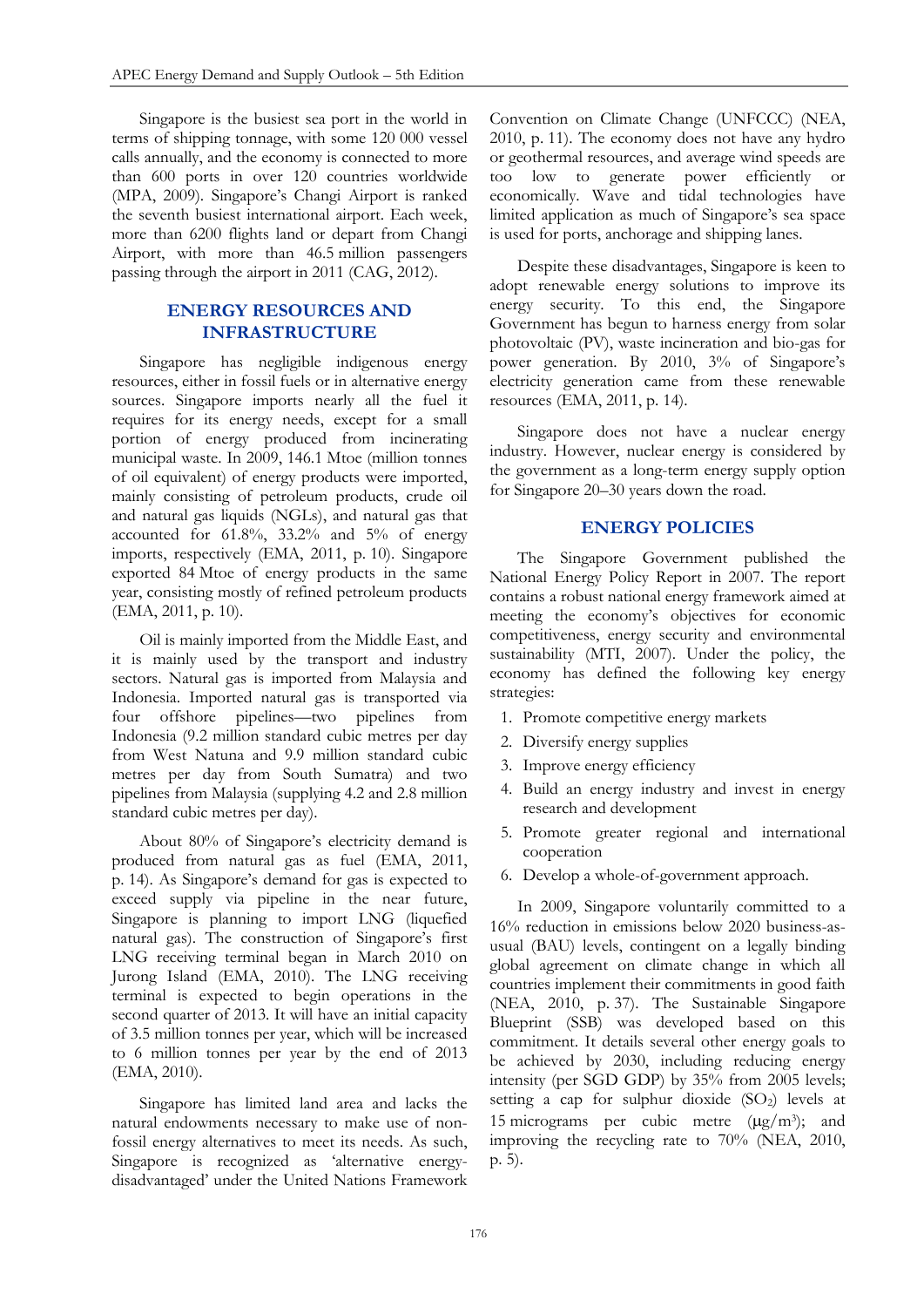Singapore is the busiest sea port in the world in terms of shipping tonnage, with some 120 000 vessel calls annually, and the economy is connected to more than 600 ports in over 120 countries worldwide (MPA, 2009). Singapore's Changi Airport is ranked the seventh busiest international airport. Each week, more than 6200 flights land or depart from Changi Airport, with more than 46.5 million passengers passing through the airport in 2011 (CAG, 2012).

## ENERGY RESOURCES AND INFRASTRUCTURE

Singapore has negligible indigenous energy resources, either in fossil fuels or in alternative energy sources. Singapore imports nearly all the fuel it requires for its energy needs, except for a small portion of energy produced from incinerating municipal waste. In 2009, 146.1 Mtoe (million tonnes of oil equivalent) of energy products were imported, mainly consisting of petroleum products, crude oil and natural gas liquids (NGLs), and natural gas that accounted for 61.8%, 33.2% and 5% of energy imports, respectively (EMA, 2011, p. 10). Singapore exported 84 Mtoe of energy products in the same year, consisting mostly of refined petroleum products (EMA, 2011, p. 10).

Oil is mainly imported from the Middle East, and it is mainly used by the transport and industry sectors. Natural gas is imported from Malaysia and Indonesia. Imported natural gas is transported via four offshore pipelines—two pipelines from Indonesia (9.2 million standard cubic metres per day from West Natuna and 9.9 million standard cubic metres per day from South Sumatra) and two pipelines from Malaysia (supplying 4.2 and 2.8 million standard cubic metres per day).

About 80% of Singapore's electricity demand is produced from natural gas as fuel (EMA, 2011, p. 14). As Singapore's demand for gas is expected to exceed supply via pipeline in the near future, Singapore is planning to import LNG (liquefied natural gas). The construction of Singapore's first LNG receiving terminal began in March 2010 on Jurong Island (EMA, 2010). The LNG receiving terminal is expected to begin operations in the second quarter of 2013. It will have an initial capacity of 3.5 million tonnes per year, which will be increased to 6 million tonnes per year by the end of 2013 (EMA, 2010).

Singapore has limited land area and lacks the natural endowments necessary to make use of non-fossil energy alternatives to meet its needs. As such, Singapore is recognized as 'alternative energy-disadvantaged' under the United Nations Framework Convention on Climate Change (UNFCCC) (NEA, 2010, p. 11). The economy does not have any hydro or geothermal resources, and average wind speeds are too low to generate power efficiently or economically. Wave and tidal technologies have limited application as much of Singapore's sea space is used for ports, anchorage and shipping lanes.

Despite these disadvantages, Singapore is keen to adopt renewable energy solutions to improve its energy security. To this end, the Singapore Government has begun to harness energy from solar photovoltaic (PV), waste incineration and bio-gas for power generation. By 2010, 3% of Singapore's electricity generation came from these renewable resources (EMA, 2011, p. 14).

Singapore does not have a nuclear energy industry. However, nuclear energy is considered by the government as a long-term energy supply option for Singapore 20–30 years down the road.

## ENERGY POLICIES

The Singapore Government published the National Energy Policy Report in 2007. The report contains a robust national energy framework aimed at meeting the economy's objectives for economic competitiveness, energy security and environmental sustainability (MTI, 2007). Under the policy, the economy has defined the following key energy strategies:

1. Promote competitive energy markets
2. Diversify energy supplies
3. Improve energy efficiency
4. Build an energy industry and invest in energy research and development
5. Promote greater regional and international cooperation
6. Develop a whole-of-government approach.

In 2009, Singapore voluntarily committed to a 16% reduction in emissions below 2020 business-as-usual (BAU) levels, contingent on a legally binding global agreement on climate change in which all countries implement their commitments in good faith (NEA, 2010, p. 37). The Sustainable Singapore Blueprint (SSB) was developed based on this commitment. It details several other energy goals to be achieved by 2030, including reducing energy intensity (per SGD GDP) by 35% from 2005 levels; setting a cap for sulphur dioxide ($SO_2$) levels at 15 micrograms per cubic metre ($\mu g/m^3$); and improving the recycling rate to 70% (NEA, 2010, p. 5).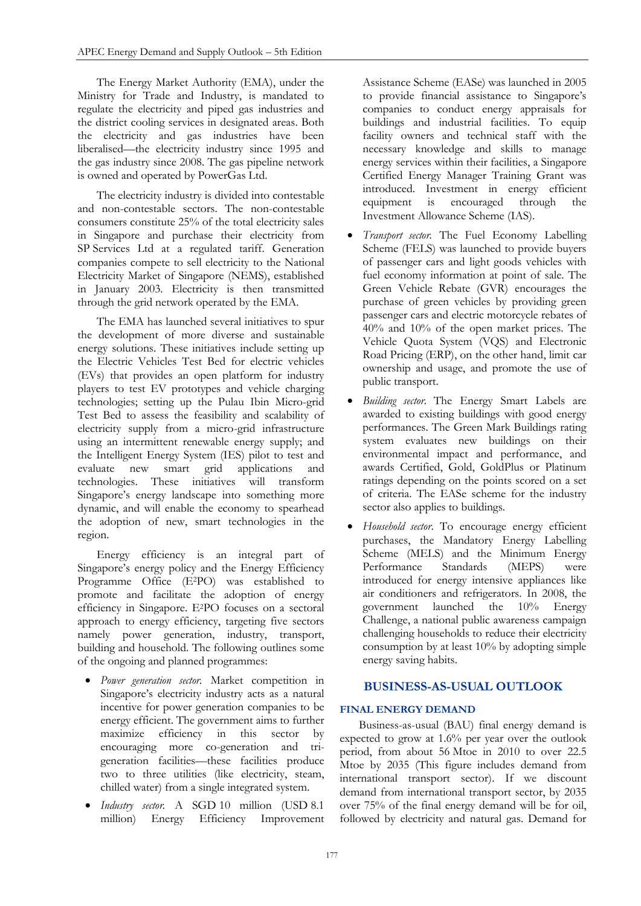The Energy Market Authority (EMA), under the Ministry for Trade and Industry, is mandated to regulate the electricity and piped gas industries and the district cooling services in designated areas. Both the electricity and gas industries have been liberalised—the electricity industry since 1995 and the gas industry since 2008. The gas pipeline network is owned and operated by PowerGas Ltd.

The electricity industry is divided into contestable and non-contestable sectors. The non-contestable consumers constitute 25% of the total electricity sales in Singapore and purchase their electricity from SP Services Ltd at a regulated tariff. Generation companies compete to sell electricity to the National Electricity Market of Singapore (NEMS), established in January 2003. Electricity is then transmitted through the grid network operated by the EMA.

The EMA has launched several initiatives to spur the development of more diverse and sustainable energy solutions. These initiatives include setting up the Electric Vehicles Test Bed for electric vehicles (EVs) that provides an open platform for industry players to test EV prototypes and vehicle charging technologies; setting up the Pulau Ibin Micro-grid Test Bed to assess the feasibility and scalability of electricity supply from a micro-grid infrastructure using an intermittent renewable energy supply; and the Intelligent Energy System (IES) pilot to test and evaluate new smart grid applications and technologies. These initiatives will transform Singapore's energy landscape into something more dynamic, and will enable the economy to spearhead the adoption of new, smart technologies in the region.

Energy efficiency is an integral part of Singapore's energy policy and the Energy Efficiency Programme Office ($E^2PO$) was established to promote and facilitate the adoption of energy efficiency in Singapore. $E^2PO$ focuses on a sectoral approach to energy efficiency, targeting five sectors namely power generation, industry, transport, building and household. The following outlines some of the ongoing and planned programmes:

- *Power generation sector.* Market competition in Singapore's electricity industry acts as a natural incentive for power generation companies to be energy efficient. The government aims to further maximize efficiency in this sector by encouraging more co-generation and tri-generation facilities—these facilities produce two to three utilities (like electricity, steam, chilled water) from a single integrated system.
- *Industry sector.* A SGD 10 million (USD 8.1 million) Energy Efficiency Improvement Assistance Scheme (EASe) was launched in 2005 to provide financial assistance to Singapore's companies to conduct energy appraisals for buildings and industrial facilities. To equip facility owners and technical staff with the necessary knowledge and skills to manage energy services within their facilities, a Singapore Certified Energy Manager Training Grant was introduced. Investment in energy efficient equipment is encouraged through the Investment Allowance Scheme (IAS).
- *Transport sector.* The Fuel Economy Labelling Scheme (FELS) was launched to provide buyers of passenger cars and light goods vehicles with fuel economy information at point of sale. The Green Vehicle Rebate (GVR) encourages the purchase of green vehicles by providing green passenger cars and electric motorcycle rebates of 40% and 10% of the open market prices. The Vehicle Quota System (VQS) and Electronic Road Pricing (ERP), on the other hand, limit car ownership and usage, and promote the use of public transport.
- *Building sector.* The Energy Smart Labels are awarded to existing buildings with good energy performances. The Green Mark Buildings rating system evaluates new buildings on their environmental impact and performance, and awards Certified, Gold, GoldPlus or Platinum ratings depending on the points scored on a set of criteria. The EASe scheme for the industry sector also applies to buildings.
- *Household sector.* To encourage energy efficient purchases, the Mandatory Energy Labelling Scheme (MELS) and the Minimum Energy Performance Standards (MEPS) were introduced for energy intensive appliances like air conditioners and refrigerators. In 2008, the government launched the 10% Energy Challenge, a national public awareness campaign challenging households to reduce their electricity consumption by at least 10% by adopting simple energy saving habits.

## BUSINESS-AS-USUAL OUTLOOK

### FINAL ENERGY DEMAND

Business-as-usual (BAU) final energy demand is expected to grow at 1.6% per year over the outlook period, from about 56 Mtoe in 2010 to over 22.5 Mtoe by 2035 (This figure includes demand from international transport sector). If we discount demand from international transport sector, by 2035 over 75% of the final energy demand will be for oil, followed by electricity and natural gas. Demand for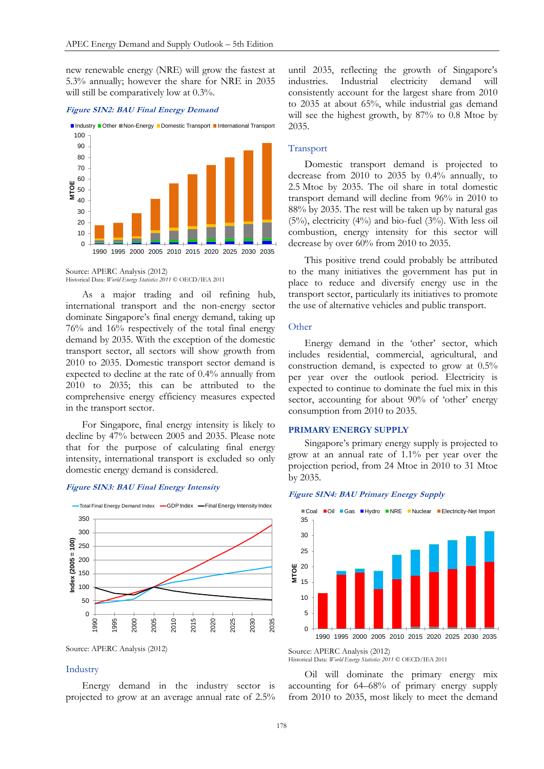new renewable energy (NRE) will grow the fastest at 5.3% annually; however the share for NRE in 2035 will still be comparatively low at 0.3%.

***Figure SIN2: BAU Final Energy Demand***

Source: APERC Analysis (2012)
Historical Data: *World Energy Statistics 2011* © OECD/IEA 2011

As a major trading and oil refining hub, international transport and the non-energy sector dominate Singapore's final energy demand, taking up 76% and 16% respectively of the total final energy demand by 2035. With the exception of the domestic transport sector, all sectors will show growth from 2010 to 2035. Domestic transport sector demand is expected to decline at the rate of 0.4% annually from 2010 to 2035; this can be attributed to the comprehensive energy efficiency measures expected in the transport sector.

For Singapore, final energy intensity is likely to decline by 47% between 2005 and 2035. Please note that for the purpose of calculating final energy intensity, international transport is excluded so only domestic energy demand is considered.

***Figure SIN3: BAU Final Energy Intensity***

Source: APERC Analysis (2012)

## Industry

Energy demand in the industry sector is projected to grow at an average annual rate of 2.5% until 2035, reflecting the growth of Singapore's industries. Industrial electricity demand will consistently account for the largest share from 2010 to 2035 at about 65%, while industrial gas demand will see the highest growth, by 87% to 0.8 Mtoe by 2035.

## Transport

Domestic transport demand is projected to decrease from 2010 to 2035 by 0.4% annually, to 2.5 Mtoe by 2035. The oil share in total domestic transport demand will decline from 96% in 2010 to 88% by 2035. The rest will be taken up by natural gas (5%), electricity (4%) and bio-fuel (3%). With less oil combustion, energy intensity for this sector will decrease by over 60% from 2010 to 2035.

This positive trend could probably be attributed to the many initiatives the government has put in place to reduce and diversify energy use in the transport sector, particularly its initiatives to promote the use of alternative vehicles and public transport.

## Other

Energy demand in the 'other' sector, which includes residential, commercial, agricultural, and construction demand, is expected to grow at 0.5% per year over the outlook period. Electricity is expected to continue to dominate the fuel mix in this sector, accounting for about 90% of 'other' energy consumption from 2010 to 2035.

## PRIMARY ENERGY SUPPLY

Singapore's primary energy supply is projected to grow at an annual rate of 1.1% per year over the projection period, from 24 Mtoe in 2010 to 31 Mtoe by 2035.

***Figure SIN4: BAU Primary Energy Supply***

Source: APERC Analysis (2012)
Historical Data: *World Energy Statistics 2011* © OECD/IEA 2011

Oil will dominate the primary energy mix accounting for 64–68% of primary energy supply from 2010 to 2035, most likely to meet the demand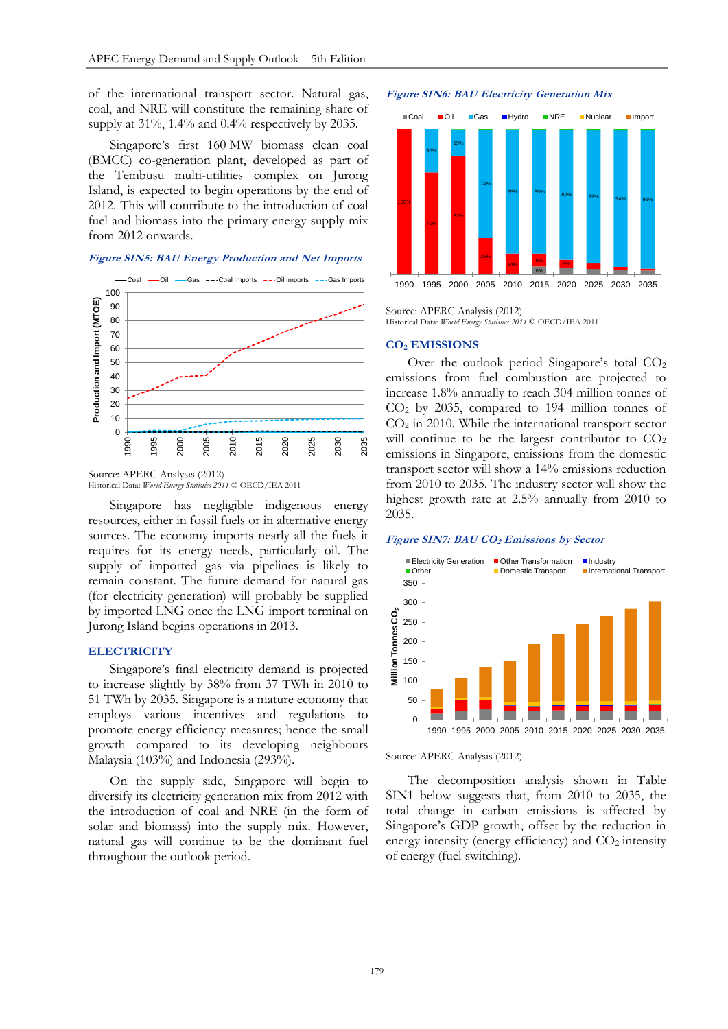of the international transport sector. Natural gas, coal, and NRE will constitute the remaining share of supply at 31%, 1.4% and 0.4% respectively by 2035.

Singapore's first 160 MW biomass clean coal (BMCC) co-generation plant, developed as part of the Tembusu multi-utilities complex on Jurong Island, is expected to begin operations by the end of 2012. This will contribute to the introduction of coal fuel and biomass into the primary energy supply mix from 2012 onwards.

***Figure SIN5: BAU Energy Production and Net Imports***

Source: APERC Analysis (2012)
Historical Data: *World Energy Statistics 2011* © OECD/IEA 2011

Singapore has negligible indigenous energy resources, either in fossil fuels or in alternative energy sources. The economy imports nearly all the fuels it requires for its energy needs, particularly oil. The supply of imported gas via pipelines is likely to remain constant. The future demand for natural gas (for electricity generation) will probably be supplied by imported LNG once the LNG import terminal on Jurong Island begins operations in 2013.

## ELECTRICITY

Singapore's final electricity demand is projected to increase slightly by 38% from 37 TWh in 2010 to 51 TWh by 2035. Singapore is a mature economy that employs various incentives and regulations to promote energy efficiency measures; hence the small growth compared to its developing neighbours Malaysia (103%) and Indonesia (293%).

On the supply side, Singapore will begin to diversify its electricity generation mix from 2012 with the introduction of coal and NRE (in the form of solar and biomass) into the supply mix. However, natural gas will continue to be the dominant fuel throughout the outlook period.

***Figure SIN6: BAU Electricity Generation Mix***

Source: APERC Analysis (2012)
Historical Data: *World Energy Statistics 2011* © OECD/IEA 2011

## $CO_2$ EMISSIONS

Over the outlook period Singapore's total $CO_2$ emissions from fuel combustion are projected to increase 1.8% annually to reach 304 million tonnes of $CO_2$ by 2035, compared to 194 million tonnes of $CO_2$ in 2010. While the international transport sector will continue to be the largest contributor to $CO_2$ emissions in Singapore, emissions from the domestic transport sector will show a 14% emissions reduction from 2010 to 2035. The industry sector will show the highest growth rate at 2.5% annually from 2010 to 2035.

***Figure SIN7: BAU $CO_2$ Emissions by Sector***

Source: APERC Analysis (2012)

The decomposition analysis shown in Table SIN1 below suggests that, from 2010 to 2035, the total change in carbon emissions is affected by Singapore's GDP growth, offset by the reduction in energy intensity (energy efficiency) and $CO_2$ intensity of energy (fuel switching).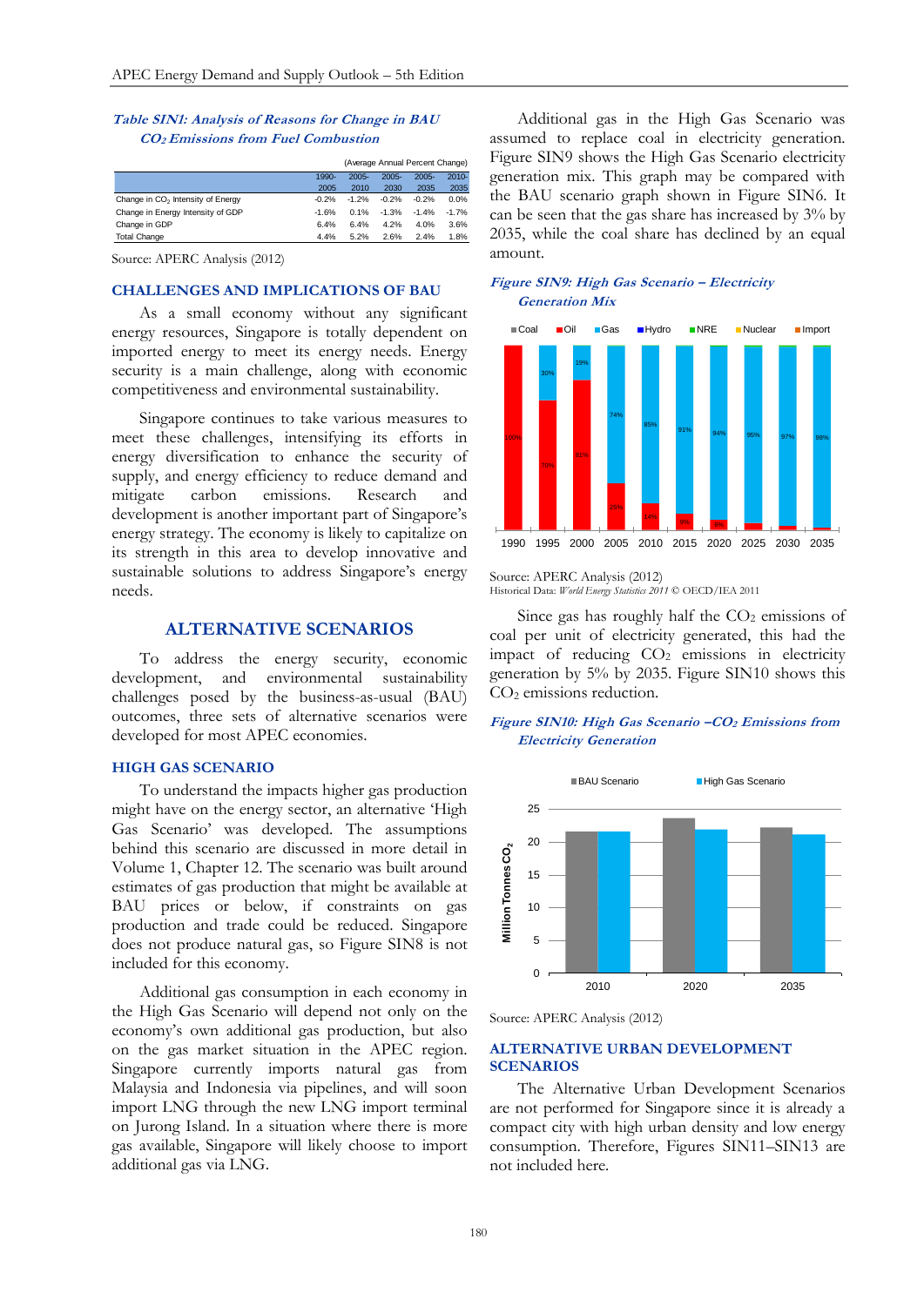*Table SIN1: Analysis of Reasons for Change in BAU $CO_2$ Emissions from Fuel Combustion*

(Average Annual Percent Change)

| | 1990-2005 | 2005-2010 | 2005-2030 | 2005-2035 | 2010-2035 |
|---|---|---|---|---|---|
| Change in $CO_2$ Intensity of Energy | -0.2% | -1.2% | -0.2% | -0.2% | 0.0% |
| Change in Energy Intensity of GDP | -1.6% | 0.1% | -1.3% | -1.4% | -1.7% |
| Change in GDP | 6.4% | 6.4% | 4.2% | 4.0% | 3.6% |
| Total Change | 4.4% | 5.2% | 2.6% | 2.4% | 1.8% |

Source: APERC Analysis (2012)

## CHALLENGES AND IMPLICATIONS OF BAU

As a small economy without any significant energy resources, Singapore is totally dependent on imported energy to meet its energy needs. Energy security is a main challenge, along with economic competitiveness and environmental sustainability.

Singapore continues to take various measures to meet these challenges, intensifying its efforts in energy diversification to enhance the security of supply, and energy efficiency to reduce demand and mitigate carbon emissions. Research and development is another important part of Singapore's energy strategy. The economy is likely to capitalize on its strength in this area to develop innovative and sustainable solutions to address Singapore's energy needs.

# ALTERNATIVE SCENARIOS

To address the energy security, economic development, and environmental sustainability challenges posed by the business-as-usual (BAU) outcomes, three sets of alternative scenarios were developed for most APEC economies.

## HIGH GAS SCENARIO

To understand the impacts higher gas production might have on the energy sector, an alternative 'High Gas Scenario' was developed. The assumptions behind this scenario are discussed in more detail in Volume 1, Chapter 12. The scenario was built around estimates of gas production that might be available at BAU prices or below, if constraints on gas production and trade could be reduced. Singapore does not produce natural gas, so Figure SIN8 is not included for this economy.

Additional gas consumption in each economy in the High Gas Scenario will depend not only on the economy's own additional gas production, but also on the gas market situation in the APEC region. Singapore currently imports natural gas from Malaysia and Indonesia via pipelines, and will soon import LNG through the new LNG import terminal on Jurong Island. In a situation where there is more gas available, Singapore will likely choose to import additional gas via LNG.

Additional gas in the High Gas Scenario was assumed to replace coal in electricity generation. Figure SIN9 shows the High Gas Scenario electricity generation mix. This graph may be compared with the BAU scenario graph shown in Figure SIN6. It can be seen that the gas share has increased by 3% by 2035, while the coal share has declined by an equal amount.

*Figure SIN9: High Gas Scenario – Electricity Generation Mix*

Source: APERC Analysis (2012)
Historical Data: *World Energy Statistics 2011* © OECD/IEA 2011

Since gas has roughly half the $CO_2$ emissions of coal per unit of electricity generated, this had the impact of reducing $CO_2$ emissions in electricity generation by 5% by 2035. Figure SIN10 shows this $CO_2$ emissions reduction.

*Figure SIN10: High Gas Scenario –$CO_2$ Emissions from Electricity Generation*

Source: APERC Analysis (2012)

## ALTERNATIVE URBAN DEVELOPMENT SCENARIOS

The Alternative Urban Development Scenarios are not performed for Singapore since it is already a compact city with high urban density and low energy consumption. Therefore, Figures SIN11–SIN13 are not included here.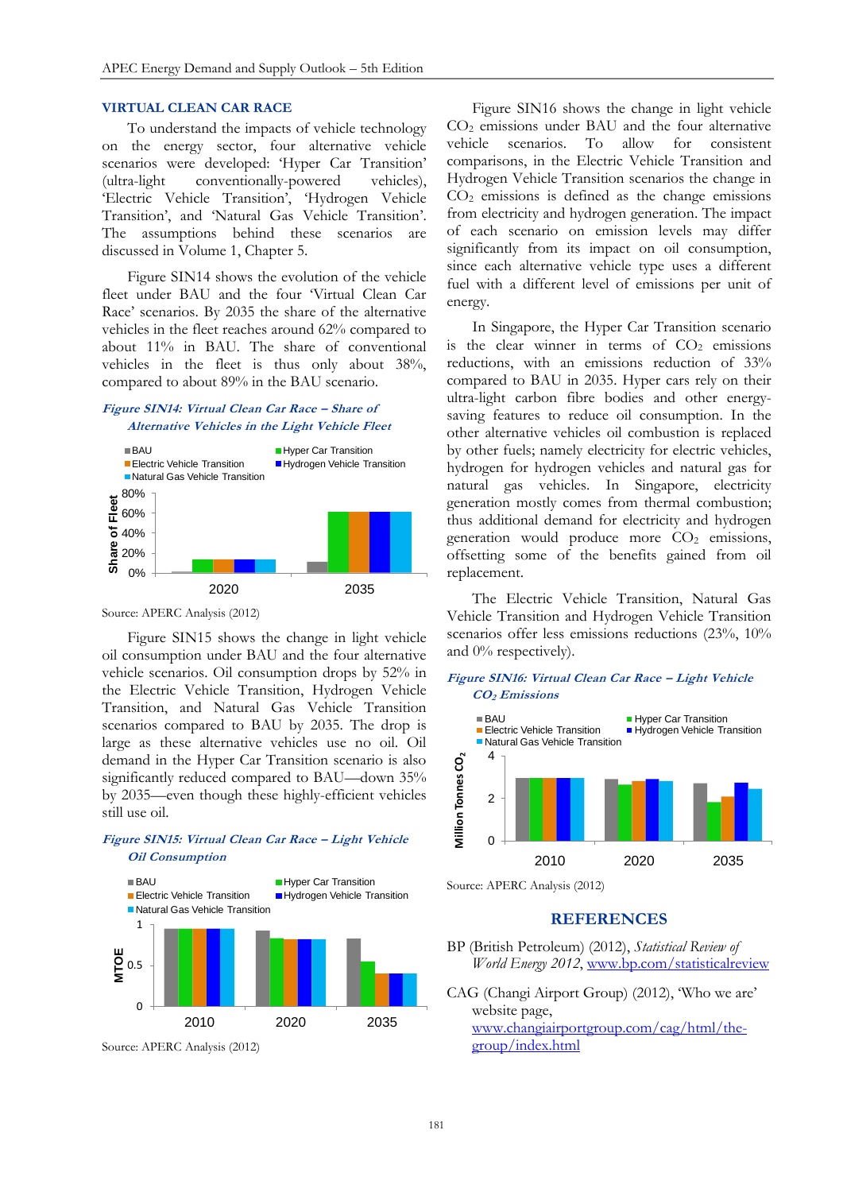## VIRTUAL CLEAN CAR RACE

To understand the impacts of vehicle technology on the energy sector, four alternative vehicle scenarios were developed: 'Hyper Car Transition' (ultra-light conventionally-powered vehicles), 'Electric Vehicle Transition', 'Hydrogen Vehicle Transition', and 'Natural Gas Vehicle Transition'. The assumptions behind these scenarios are discussed in Volume 1, Chapter 5.

Figure SIN14 shows the evolution of the vehicle fleet under BAU and the four 'Virtual Clean Car Race' scenarios. By 2035 the share of the alternative vehicles in the fleet reaches around 62% compared to about 11% in BAU. The share of conventional vehicles in the fleet is thus only about 38%, compared to about 89% in the BAU scenario.

***Figure SIN14: Virtual Clean Car Race – Share of Alternative Vehicles in the Light Vehicle Fleet***

Source: APERC Analysis (2012)

Figure SIN15 shows the change in light vehicle oil consumption under BAU and the four alternative vehicle scenarios. Oil consumption drops by 52% in the Electric Vehicle Transition, Hydrogen Vehicle Transition, and Natural Gas Vehicle Transition scenarios compared to BAU by 2035. The drop is large as these alternative vehicles use no oil. Oil demand in the Hyper Car Transition scenario is also significantly reduced compared to BAU—down 35% by 2035—even though these highly-efficient vehicles still use oil.

***Figure SIN15: Virtual Clean Car Race – Light Vehicle Oil Consumption***

Source: APERC Analysis (2012)

Figure SIN16 shows the change in light vehicle $CO_2$ emissions under BAU and the four alternative vehicle scenarios. To allow for consistent comparisons, in the Electric Vehicle Transition and Hydrogen Vehicle Transition scenarios the change in $CO_2$ emissions is defined as the change emissions from electricity and hydrogen generation. The impact of each scenario on emission levels may differ significantly from its impact on oil consumption, since each alternative vehicle type uses a different fuel with a different level of emissions per unit of energy.

In Singapore, the Hyper Car Transition scenario is the clear winner in terms of $CO_2$ emissions reductions, with an emissions reduction of 33% compared to BAU in 2035. Hyper cars rely on their ultra-light carbon fibre bodies and other energy-saving features to reduce oil consumption. In the other alternative vehicles oil combustion is replaced by other fuels; namely electricity for electric vehicles, hydrogen for hydrogen vehicles and natural gas for natural gas vehicles. In Singapore, electricity generation mostly comes from thermal combustion; thus additional demand for electricity and hydrogen generation would produce more $CO_2$ emissions, offsetting some of the benefits gained from oil replacement.

The Electric Vehicle Transition, Natural Gas Vehicle Transition and Hydrogen Vehicle Transition scenarios offer less emissions reductions (23%, 10% and 0% respectively).

***Figure SIN16: Virtual Clean Car Race – Light Vehicle $CO_2$ Emissions***

Source: APERC Analysis (2012)

## REFERENCES

BP (British Petroleum) (2012), *Statistical Review of World Energy 2012*, www.bp.com/statisticalreview

CAG (Changi Airport Group) (2012), 'Who we are' website page, www.changiairportgroup.com/cag/html/the-group/index.html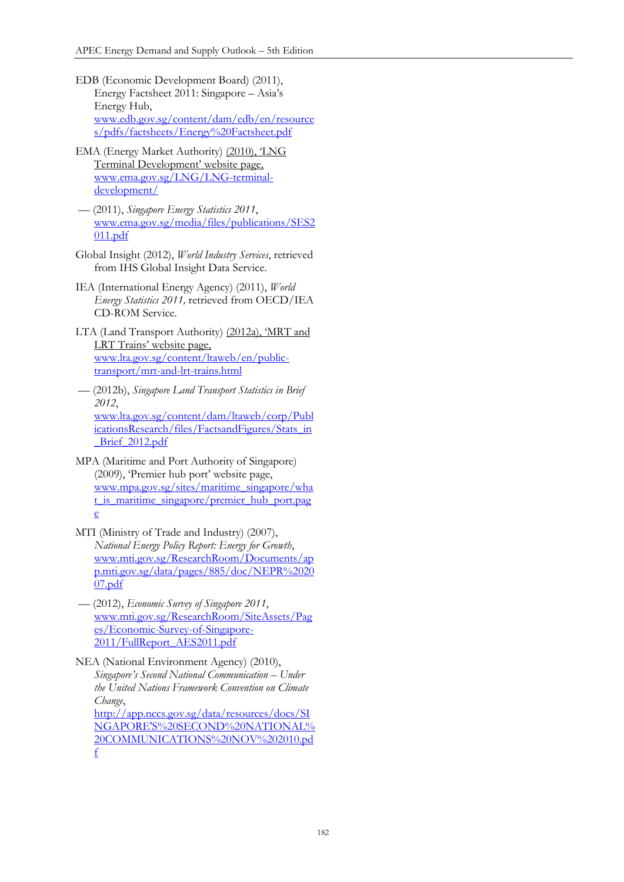EDB (Economic Development Board) (2011), Energy Factsheet 2011: Singapore – Asia's Energy Hub, www.edb.gov.sg/content/dam/edb/en/resources/pdfs/factsheets/Energy%20Factsheet.pdf

EMA (Energy Market Authority) (2010), 'LNG Terminal Development' website page, www.ema.gov.sg/LNG/LNG-terminal-development/

— (2011), *Singapore Energy Statistics 2011*, www.ema.gov.sg/media/files/publications/SES2011.pdf

Global Insight (2012), *World Industry Services*, retrieved from IHS Global Insight Data Service.

IEA (International Energy Agency) (2011), *World Energy Statistics 2011,* retrieved from OECD/IEA CD-ROM Service.

LTA (Land Transport Authority) (2012a), 'MRT and LRT Trains' website page, www.lta.gov.sg/content/ltaweb/en/public-transport/mrt-and-lrt-trains.html

— (2012b), *Singapore Land Transport Statistics in Brief 2012*, www.lta.gov.sg/content/dam/ltaweb/corp/PublicationsResearch/files/FactsandFigures/Stats_in_Brief_2012.pdf

MPA (Maritime and Port Authority of Singapore) (2009), 'Premier hub port' website page, www.mpa.gov.sg/sites/maritime_singapore/what_is_maritime_singapore/premier_hub_port.page

MTI (Ministry of Trade and Industry) (2007), *National Energy Policy Report: Energy for Growth*, www.mti.gov.sg/ResearchRoom/Documents/app.mti.gov.sg/data/pages/885/doc/NEPR%202007.pdf

— (2012), *Economic Survey of Singapore 2011*, www.mti.gov.sg/ResearchRoom/SiteAssets/Pages/Economic-Survey-of-Singapore-2011/FullReport_AES2011.pdf

NEA (National Environment Agency) (2010), *Singapore's Second National Communication – Under the United Nations Framework Convention on Climate Change*, http://app.nccs.gov.sg/data/resources/docs/SINGAPORE'S%20SECOND%20NATIONAL%20COMMUNICATIONS%20NOV%202010.pdf